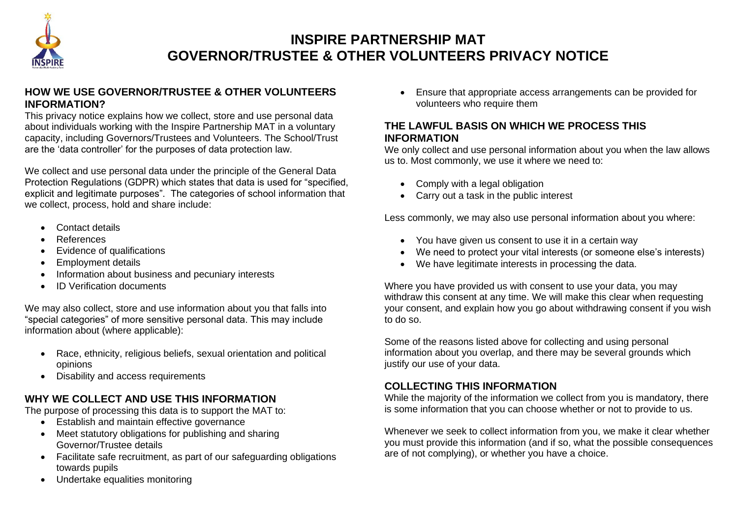# INSPIRE PARTNERSHIP MAT
# GOVERNOR/TRUSTEE & OTHER VOLUNTEERS PRIVACY NOTICE

## HOW WE USE GOVERNOR/TRUSTEE & OTHER VOLUNTEERS INFORMATION?

This privacy notice explains how we collect, store and use personal data about individuals working with the Inspire Partnership MAT in a voluntary capacity, including Governors/Trustees and Volunteers. The School/Trust are the 'data controller' for the purposes of data protection law.

We collect and use personal data under the principle of the General Data Protection Regulations (GDPR) which states that data is used for "specified, explicit and legitimate purposes". The categories of school information that we collect, process, hold and share include:

- Contact details
- References
- Evidence of qualifications
- Employment details
- Information about business and pecuniary interests
- ID Verification documents

We may also collect, store and use information about you that falls into "special categories" of more sensitive personal data. This may include information about (where applicable):

- Race, ethnicity, religious beliefs, sexual orientation and political opinions
- Disability and access requirements

## WHY WE COLLECT AND USE THIS INFORMATION

The purpose of processing this data is to support the MAT to:

- Establish and maintain effective governance
- Meet statutory obligations for publishing and sharing Governor/Trustee details
- Facilitate safe recruitment, as part of our safeguarding obligations towards pupils
- Undertake equalities monitoring
- Ensure that appropriate access arrangements can be provided for volunteers who require them

## THE LAWFUL BASIS ON WHICH WE PROCESS THIS INFORMATION

We only collect and use personal information about you when the law allows us to. Most commonly, we use it where we need to:

- Comply with a legal obligation
- Carry out a task in the public interest

Less commonly, we may also use personal information about you where:

- You have given us consent to use it in a certain way
- We need to protect your vital interests (or someone else's interests)
- We have legitimate interests in processing the data.

Where you have provided us with consent to use your data, you may withdraw this consent at any time. We will make this clear when requesting your consent, and explain how you go about withdrawing consent if you wish to do so.

Some of the reasons listed above for collecting and using personal information about you overlap, and there may be several grounds which justify our use of your data.

## COLLECTING THIS INFORMATION

While the majority of the information we collect from you is mandatory, there is some information that you can choose whether or not to provide to us.

Whenever we seek to collect information from you, we make it clear whether you must provide this information (and if so, what the possible consequences are of not complying), or whether you have a choice.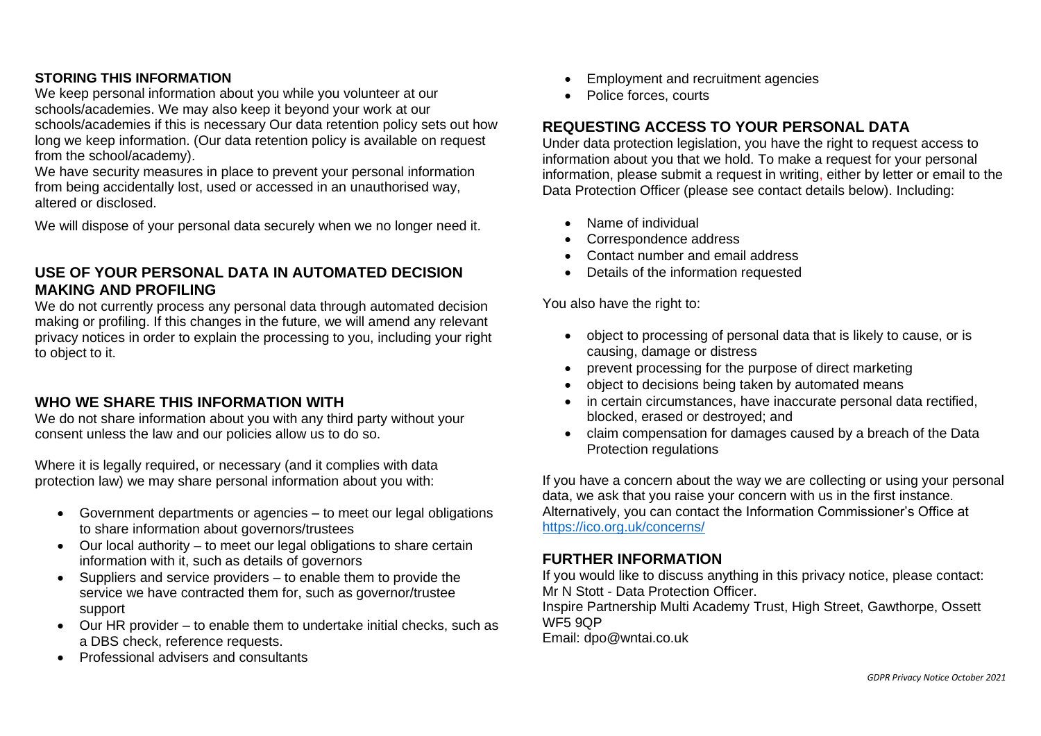## STORING THIS INFORMATION

We keep personal information about you while you volunteer at our schools/academies. We may also keep it beyond your work at our schools/academies if this is necessary Our data retention policy sets out how long we keep information. (Our data retention policy is available on request from the school/academy).

We have security measures in place to prevent your personal information from being accidentally lost, used or accessed in an unauthorised way, altered or disclosed.

We will dispose of your personal data securely when we no longer need it.

## USE OF YOUR PERSONAL DATA IN AUTOMATED DECISION MAKING AND PROFILING

We do not currently process any personal data through automated decision making or profiling. If this changes in the future, we will amend any relevant privacy notices in order to explain the processing to you, including your right to object to it.

## WHO WE SHARE THIS INFORMATION WITH

We do not share information about you with any third party without your consent unless the law and our policies allow us to do so.

Where it is legally required, or necessary (and it complies with data protection law) we may share personal information about you with:

- Government departments or agencies – to meet our legal obligations to share information about governors/trustees
- Our local authority – to meet our legal obligations to share certain information with it, such as details of governors
- Suppliers and service providers – to enable them to provide the service we have contracted them for, such as governor/trustee support
- Our HR provider – to enable them to undertake initial checks, such as a DBS check, reference requests.
- Professional advisers and consultants
- Employment and recruitment agencies
- Police forces, courts

## REQUESTING ACCESS TO YOUR PERSONAL DATA

Under data protection legislation, you have the right to request access to information about you that we hold. To make a request for your personal information, please submit a request in writing, either by letter or email to the Data Protection Officer (please see contact details below). Including:

- Name of individual
- Correspondence address
- Contact number and email address
- Details of the information requested

You also have the right to:

- object to processing of personal data that is likely to cause, or is causing, damage or distress
- prevent processing for the purpose of direct marketing
- object to decisions being taken by automated means
- in certain circumstances, have inaccurate personal data rectified, blocked, erased or destroyed; and
- claim compensation for damages caused by a breach of the Data Protection regulations

If you have a concern about the way we are collecting or using your personal data, we ask that you raise your concern with us in the first instance. Alternatively, you can contact the Information Commissioner's Office at https://ico.org.uk/concerns/

## FURTHER INFORMATION

If you would like to discuss anything in this privacy notice, please contact:
Mr N Stott - Data Protection Officer.
Inspire Partnership Multi Academy Trust, High Street, Gawthorpe, Ossett WF5 9QP
Email: dpo@wntai.co.uk